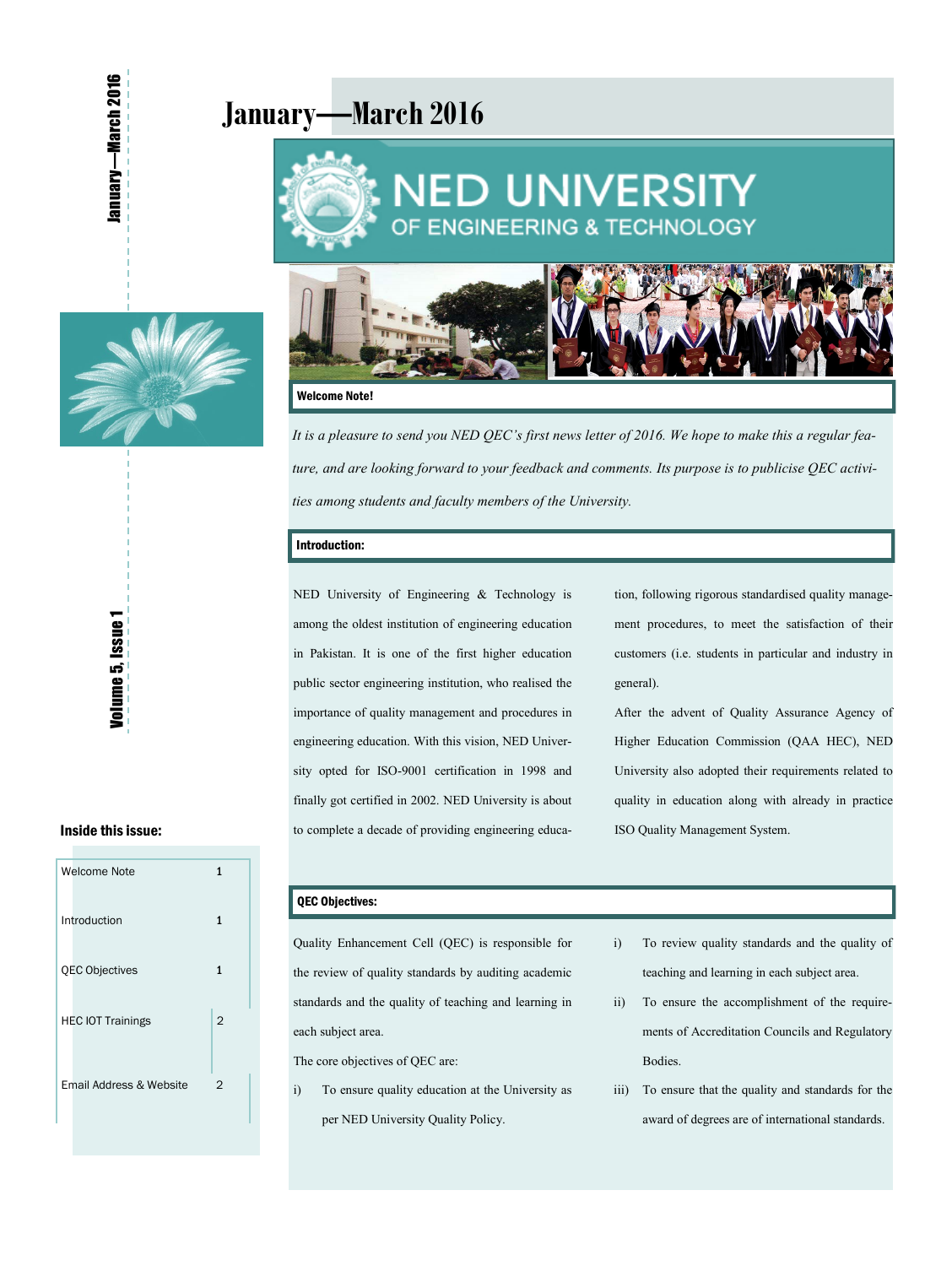# January—March 2016

# NED UNIVERSITY
## OF ENGINEERING & TECHNOLOGY

### Welcome Note!

*It is a pleasure to send you NED QEC's first news letter of 2016. We hope to make this a regular feature, and are looking forward to your feedback and comments. Its purpose is to publicise QEC activities among students and faculty members of the University.*

### Introduction:

NED University of Engineering & Technology is among the oldest institution of engineering education in Pakistan. It is one of the first higher education public sector engineering institution, who realised the importance of quality management and procedures in engineering education. With this vision, NED University opted for ISO-9001 certification in 1998 and finally got certified in 2002. NED University is about to complete a decade of providing engineering education, following rigorous standardised quality management procedures, to meet the satisfaction of their customers (i.e. students in particular and industry in general).

After the advent of Quality Assurance Agency of Higher Education Commission (QAA HEC), NED University also adopted their requirements related to quality in education along with already in practice ISO Quality Management System.

### QEC Objectives:

Quality Enhancement Cell (QEC) is responsible for the review of quality standards by auditing academic standards and the quality of teaching and learning in each subject area.

The core objectives of QEC are:

i) To ensure quality education at the University as per NED University Quality Policy.

i) To review quality standards and the quality of teaching and learning in each subject area.

ii) To ensure the accomplishment of the requirements of Accreditation Councils and Regulatory Bodies.

iii) To ensure that the quality and standards for the award of degrees are of international standards.

### Inside this issue:

| | |
|---|---|
| Welcome Note | 1 |
| Introduction | 1 |
| QEC Objectives | 1 |
| HEC IOT Trainings | 2 |
| Email Address & Website | 2 |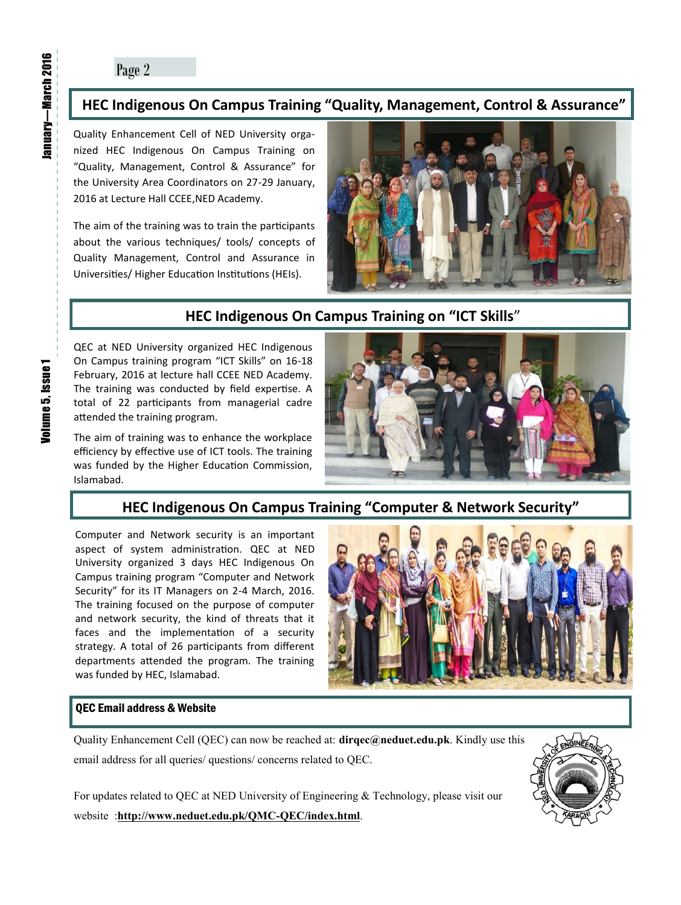## HEC Indigenous On Campus Training “Quality, Management, Control & Assurance”

Quality Enhancement Cell of NED University organized HEC Indigenous On Campus Training on “Quality, Management, Control & Assurance” for the University Area Coordinators on 27-29 January, 2016 at Lecture Hall CCEE,NED Academy.

The aim of the training was to train the participants about the various techniques/ tools/ concepts of Quality Management, Control and Assurance in Universities/ Higher Education Institutions (HEIs).

## HEC Indigenous On Campus Training on “ICT Skills”

QEC at NED University organized HEC Indigenous On Campus training program “ICT Skills” on 16-18 February, 2016 at lecture hall CCEE NED Academy. The training was conducted by field expertise. A total of 22 participants from managerial cadre attended the training program.

The aim of training was to enhance the workplace efficiency by effective use of ICT tools. The training was funded by the Higher Education Commission, Islamabad.

## HEC Indigenous On Campus Training “Computer & Network Security”

Computer and Network security is an important aspect of system administration. QEC at NED University organized 3 days HEC Indigenous On Campus training program “Computer and Network Security” for its IT Managers on 2-4 March, 2016. The training focused on the purpose of computer and network security, the kind of threats that it faces and the implementation of a security strategy. A total of 26 participants from different departments attended the program. The training was funded by HEC, Islamabad.

### QEC Email address & Website

Quality Enhancement Cell (QEC) can now be reached at: **dirqec@neduet.edu.pk**. Kindly use this email address for all queries/ questions/ concerns related to QEC.

For updates related to QEC at NED University of Engineering & Technology, please visit our website :**http://www.neduet.edu.pk/QMC-QEC/index.html**.